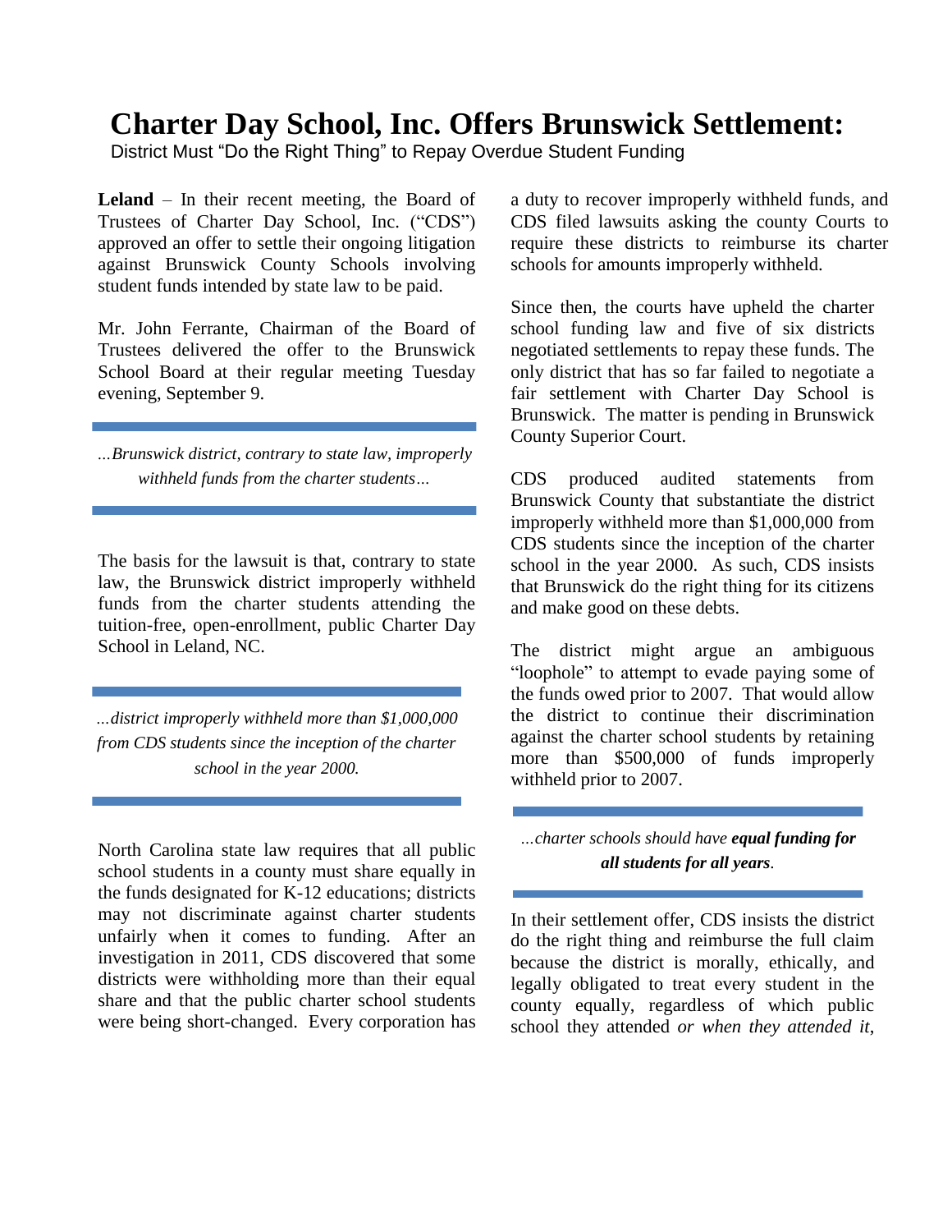# Charter Day School, Inc. Offers Brunswick Settlement:

District Must "Do the Right Thing" to Repay Overdue Student Funding

**Leland** – In their recent meeting, the Board of Trustees of Charter Day School, Inc. ("CDS") approved an offer to settle their ongoing litigation against Brunswick County Schools involving student funds intended by state law to be paid.

Mr. John Ferrante, Chairman of the Board of Trustees delivered the offer to the Brunswick School Board at their regular meeting Tuesday evening, September 9.

*…Brunswick district, contrary to state law, improperly withheld funds from the charter students…*

The basis for the lawsuit is that, contrary to state law, the Brunswick district improperly withheld funds from the charter students attending the tuition-free, open-enrollment, public Charter Day School in Leland, NC.

*…district improperly withheld more than $1,000,000 from CDS students since the inception of the charter school in the year 2000.*

North Carolina state law requires that all public school students in a county must share equally in the funds designated for K-12 educations; districts may not discriminate against charter students unfairly when it comes to funding. After an investigation in 2011, CDS discovered that some districts were withholding more than their equal share and that the public charter school students were being short-changed. Every corporation has a duty to recover improperly withheld funds, and CDS filed lawsuits asking the county Courts to require these districts to reimburse its charter schools for amounts improperly withheld.

Since then, the courts have upheld the charter school funding law and five of six districts negotiated settlements to repay these funds. The only district that has so far failed to negotiate a fair settlement with Charter Day School is Brunswick. The matter is pending in Brunswick County Superior Court.

CDS produced audited statements from Brunswick County that substantiate the district improperly withheld more than $1,000,000 from CDS students since the inception of the charter school in the year 2000. As such, CDS insists that Brunswick do the right thing for its citizens and make good on these debts.

The district might argue an ambiguous "loophole" to attempt to evade paying some of the funds owed prior to 2007. That would allow the district to continue their discrimination against the charter school students by retaining more than $500,000 of funds improperly withheld prior to 2007.

*…charter schools should have* ***equal funding for all students for all years****.*

In their settlement offer, CDS insists the district do the right thing and reimburse the full claim because the district is morally, ethically, and legally obligated to treat every student in the county equally, regardless of which public school they attended *or when they attended it,*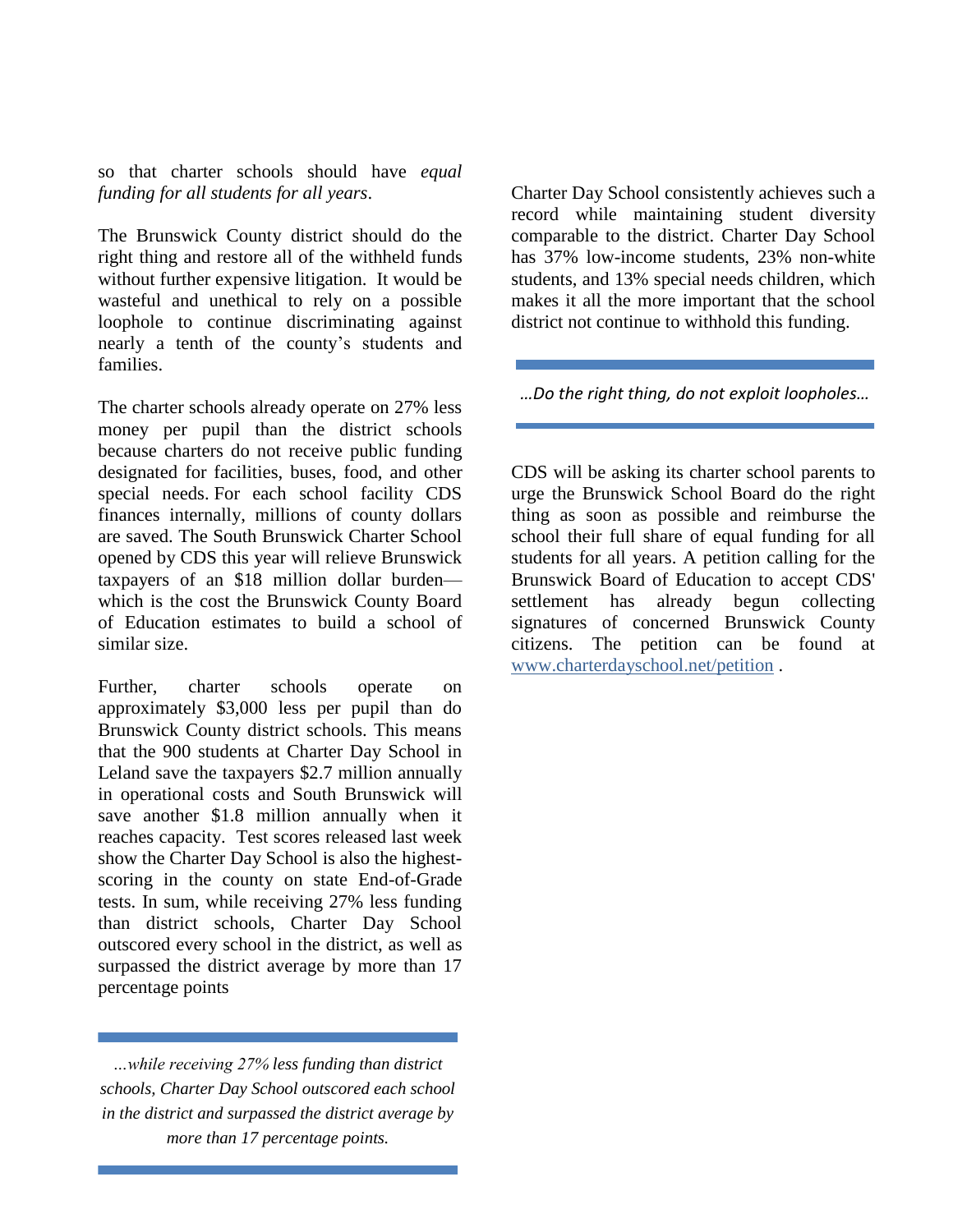so that charter schools should have *equal funding for all students for all years*.

The Brunswick County district should do the right thing and restore all of the withheld funds without further expensive litigation. It would be wasteful and unethical to rely on a possible loophole to continue discriminating against nearly a tenth of the county's students and families.

The charter schools already operate on 27% less money per pupil than the district schools because charters do not receive public funding designated for facilities, buses, food, and other special needs. For each school facility CDS finances internally, millions of county dollars are saved. The South Brunswick Charter School opened by CDS this year will relieve Brunswick taxpayers of an $18 million dollar burden—which is the cost the Brunswick County Board of Education estimates to build a school of similar size.

Further, charter schools operate on approximately $3,000 less per pupil than do Brunswick County district schools. This means that the 900 students at Charter Day School in Leland save the taxpayers $2.7 million annually in operational costs and South Brunswick will save another $1.8 million annually when it reaches capacity. Test scores released last week show the Charter Day School is also the highest-scoring in the county on state End-of-Grade tests. In sum, while receiving 27% less funding than district schools, Charter Day School outscored every school in the district, as well as surpassed the district average by more than 17 percentage points

*...while receiving 27% less funding than district schools, Charter Day School outscored each school in the district and surpassed the district average by more than 17 percentage points.*

Charter Day School consistently achieves such a record while maintaining student diversity comparable to the district. Charter Day School has 37% low-income students, 23% non-white students, and 13% special needs children, which makes it all the more important that the school district not continue to withhold this funding.

*…Do the right thing, do not exploit loopholes…*

CDS will be asking its charter school parents to urge the Brunswick School Board do the right thing as soon as possible and reimburse the school their full share of equal funding for all students for all years. A petition calling for the Brunswick Board of Education to accept CDS' settlement has already begun collecting signatures of concerned Brunswick County citizens. The petition can be found at www.charterdayschool.net/petition .